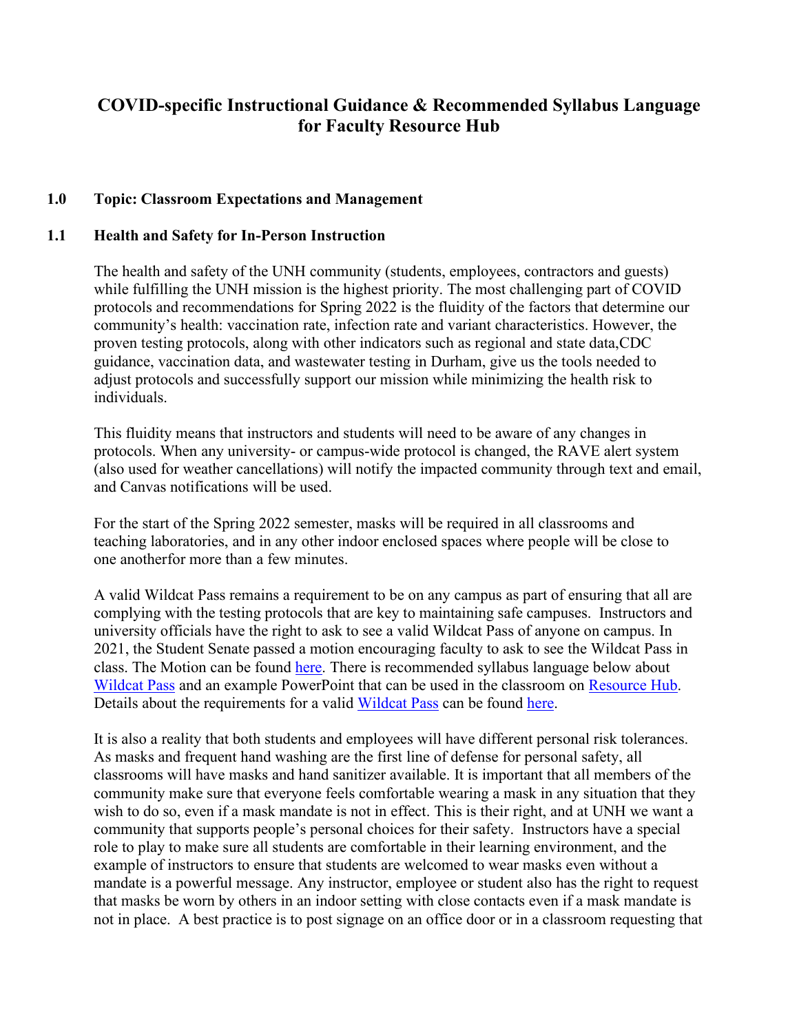# COVID-specific Instructional Guidance & Recommended Syllabus Language for Faculty Resource Hub

## 1.0 Topic: Classroom Expectations and Management

### 1.1 Health and Safety for In-Person Instruction

The health and safety of the UNH community (students, employees, contractors and guests) while fulfilling the UNH mission is the highest priority. The most challenging part of COVID protocols and recommendations for Spring 2022 is the fluidity of the factors that determine our community's health: vaccination rate, infection rate and variant characteristics. However, the proven testing protocols, along with other indicators such as regional and state data,CDC guidance, vaccination data, and wastewater testing in Durham, give us the tools needed to adjust protocols and successfully support our mission while minimizing the health risk to individuals.

This fluidity means that instructors and students will need to be aware of any changes in protocols. When any university- or campus-wide protocol is changed, the RAVE alert system (also used for weather cancellations) will notify the impacted community through text and email, and Canvas notifications will be used.

For the start of the Spring 2022 semester, masks will be required in all classrooms and teaching laboratories, and in any other indoor enclosed spaces where people will be close to one anotherfor more than a few minutes.

A valid Wildcat Pass remains a requirement to be on any campus as part of ensuring that all are complying with the testing protocols that are key to maintaining safe campuses. Instructors and university officials have the right to ask to see a valid Wildcat Pass of anyone on campus. In 2021, the Student Senate passed a motion encouraging faculty to ask to see the Wildcat Pass in class. The Motion can be found here. There is recommended syllabus language below about Wildcat Pass and an example PowerPoint that can be used in the classroom on Resource Hub. Details about the requirements for a valid Wildcat Pass can be found here.

It is also a reality that both students and employees will have different personal risk tolerances. As masks and frequent hand washing are the first line of defense for personal safety, all classrooms will have masks and hand sanitizer available. It is important that all members of the community make sure that everyone feels comfortable wearing a mask in any situation that they wish to do so, even if a mask mandate is not in effect. This is their right, and at UNH we want a community that supports people's personal choices for their safety. Instructors have a special role to play to make sure all students are comfortable in their learning environment, and the example of instructors to ensure that students are welcomed to wear masks even without a mandate is a powerful message. Any instructor, employee or student also has the right to request that masks be worn by others in an indoor setting with close contacts even if a mask mandate is not in place. A best practice is to post signage on an office door or in a classroom requesting that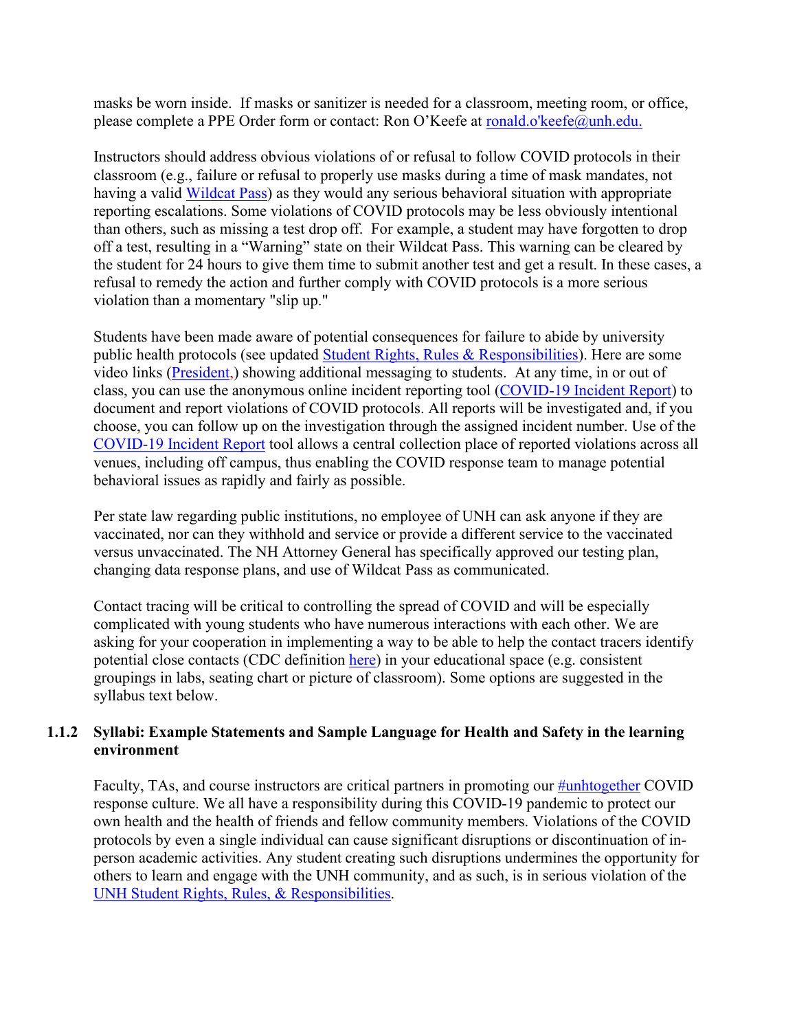masks be worn inside. If masks or sanitizer is needed for a classroom, meeting room, or office, please complete a PPE Order form or contact: Ron O'Keefe at ronald.o'keefe@unh.edu.

Instructors should address obvious violations of or refusal to follow COVID protocols in their classroom (e.g., failure or refusal to properly use masks during a time of mask mandates, not having a valid Wildcat Pass) as they would any serious behavioral situation with appropriate reporting escalations. Some violations of COVID protocols may be less obviously intentional than others, such as missing a test drop off. For example, a student may have forgotten to drop off a test, resulting in a "Warning" state on their Wildcat Pass. This warning can be cleared by the student for 24 hours to give them time to submit another test and get a result. In these cases, a refusal to remedy the action and further comply with COVID protocols is a more serious violation than a momentary "slip up."

Students have been made aware of potential consequences for failure to abide by university public health protocols (see updated Student Rights, Rules & Responsibilities). Here are some video links (President,) showing additional messaging to students. At any time, in or out of class, you can use the anonymous online incident reporting tool (COVID-19 Incident Report) to document and report violations of COVID protocols. All reports will be investigated and, if you choose, you can follow up on the investigation through the assigned incident number. Use of the COVID-19 Incident Report tool allows a central collection place of reported violations across all venues, including off campus, thus enabling the COVID response team to manage potential behavioral issues as rapidly and fairly as possible.

Per state law regarding public institutions, no employee of UNH can ask anyone if they are vaccinated, nor can they withhold and service or provide a different service to the vaccinated versus unvaccinated. The NH Attorney General has specifically approved our testing plan, changing data response plans, and use of Wildcat Pass as communicated.

Contact tracing will be critical to controlling the spread of COVID and will be especially complicated with young students who have numerous interactions with each other. We are asking for your cooperation in implementing a way to be able to help the contact tracers identify potential close contacts (CDC definition here) in your educational space (e.g. consistent groupings in labs, seating chart or picture of classroom). Some options are suggested in the syllabus text below.

### 1.1.2 Syllabi: Example Statements and Sample Language for Health and Safety in the learning environment

Faculty, TAs, and course instructors are critical partners in promoting our #unhtogether COVID response culture. We all have a responsibility during this COVID-19 pandemic to protect our own health and the health of friends and fellow community members. Violations of the COVID protocols by even a single individual can cause significant disruptions or discontinuation of in-person academic activities. Any student creating such disruptions undermines the opportunity for others to learn and engage with the UNH community, and as such, is in serious violation of the UNH Student Rights, Rules, & Responsibilities.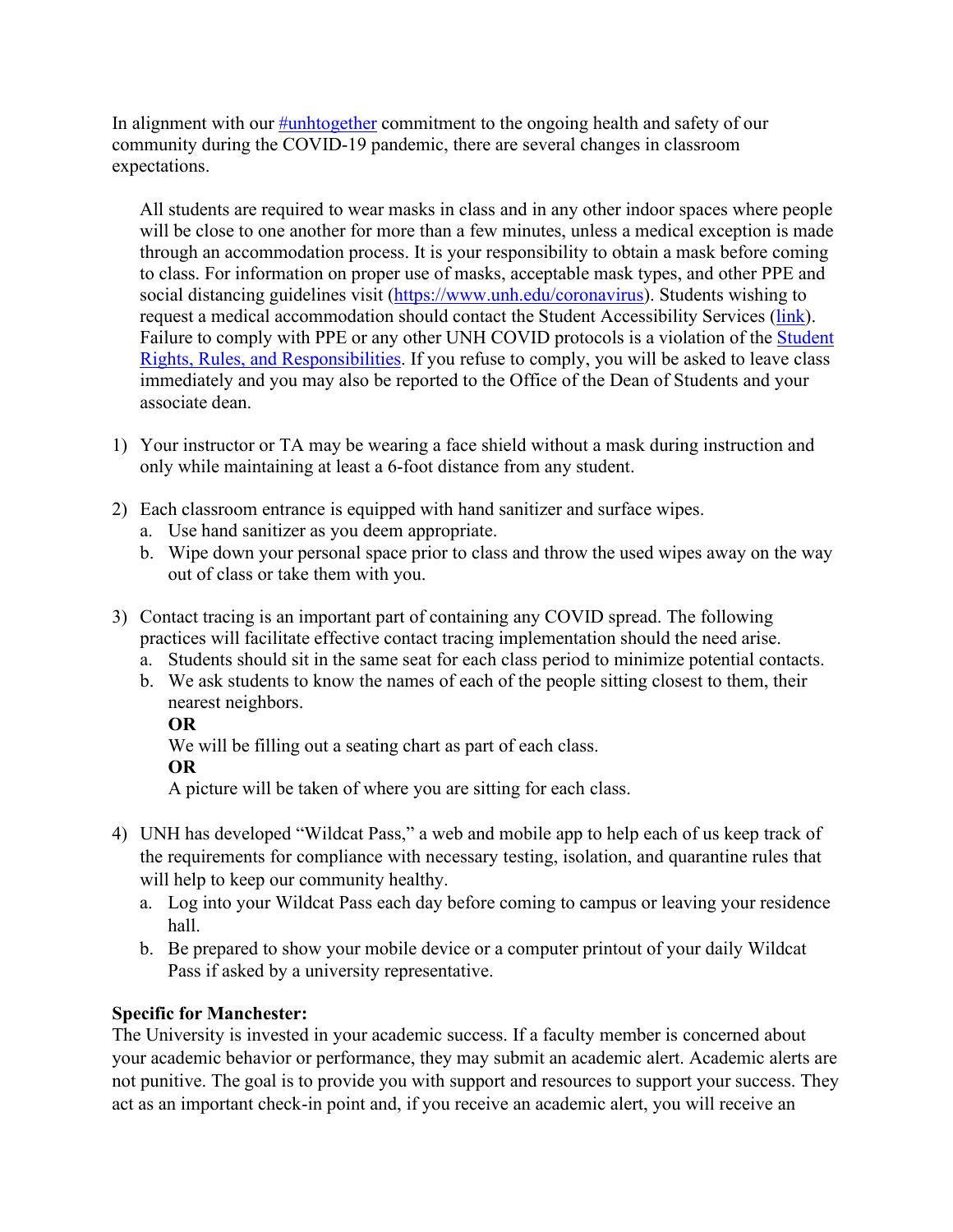In alignment with our [#unhtogether] commitment to the ongoing health and safety of our community during the COVID-19 pandemic, there are several changes in classroom expectations.

> All students are required to wear masks in class and in any other indoor spaces where people will be close to one another for more than a few minutes, unless a medical exception is made through an accommodation process. It is your responsibility to obtain a mask before coming to class. For information on proper use of masks, acceptable mask types, and other PPE and social distancing guidelines visit (https://www.unh.edu/coronavirus). Students wishing to request a medical accommodation should contact the Student Accessibility Services (link). Failure to comply with PPE or any other UNH COVID protocols is a violation of the Student Rights, Rules, and Responsibilities. If you refuse to comply, you will be asked to leave class immediately and you may also be reported to the Office of the Dean of Students and your associate dean.

1) Your instructor or TA may be wearing a face shield without a mask during instruction and only while maintaining at least a 6-foot distance from any student.

2) Each classroom entrance is equipped with hand sanitizer and surface wipes.
   a. Use hand sanitizer as you deem appropriate.
   b. Wipe down your personal space prior to class and throw the used wipes away on the way out of class or take them with you.

3) Contact tracing is an important part of containing any COVID spread. The following practices will facilitate effective contact tracing implementation should the need arise.
   a. Students should sit in the same seat for each class period to minimize potential contacts.
   b. We ask students to know the names of each of the people sitting closest to them, their nearest neighbors.
      **OR**
      We will be filling out a seating chart as part of each class.
      **OR**
      A picture will be taken of where you are sitting for each class.

4) UNH has developed "Wildcat Pass," a web and mobile app to help each of us keep track of the requirements for compliance with necessary testing, isolation, and quarantine rules that will help to keep our community healthy.
   a. Log into your Wildcat Pass each day before coming to campus or leaving your residence hall.
   b. Be prepared to show your mobile device or a computer printout of your daily Wildcat Pass if asked by a university representative.

**Specific for Manchester:**
The University is invested in your academic success. If a faculty member is concerned about your academic behavior or performance, they may submit an academic alert. Academic alerts are not punitive. The goal is to provide you with support and resources to support your success. They act as an important check-in point and, if you receive an academic alert, you will receive an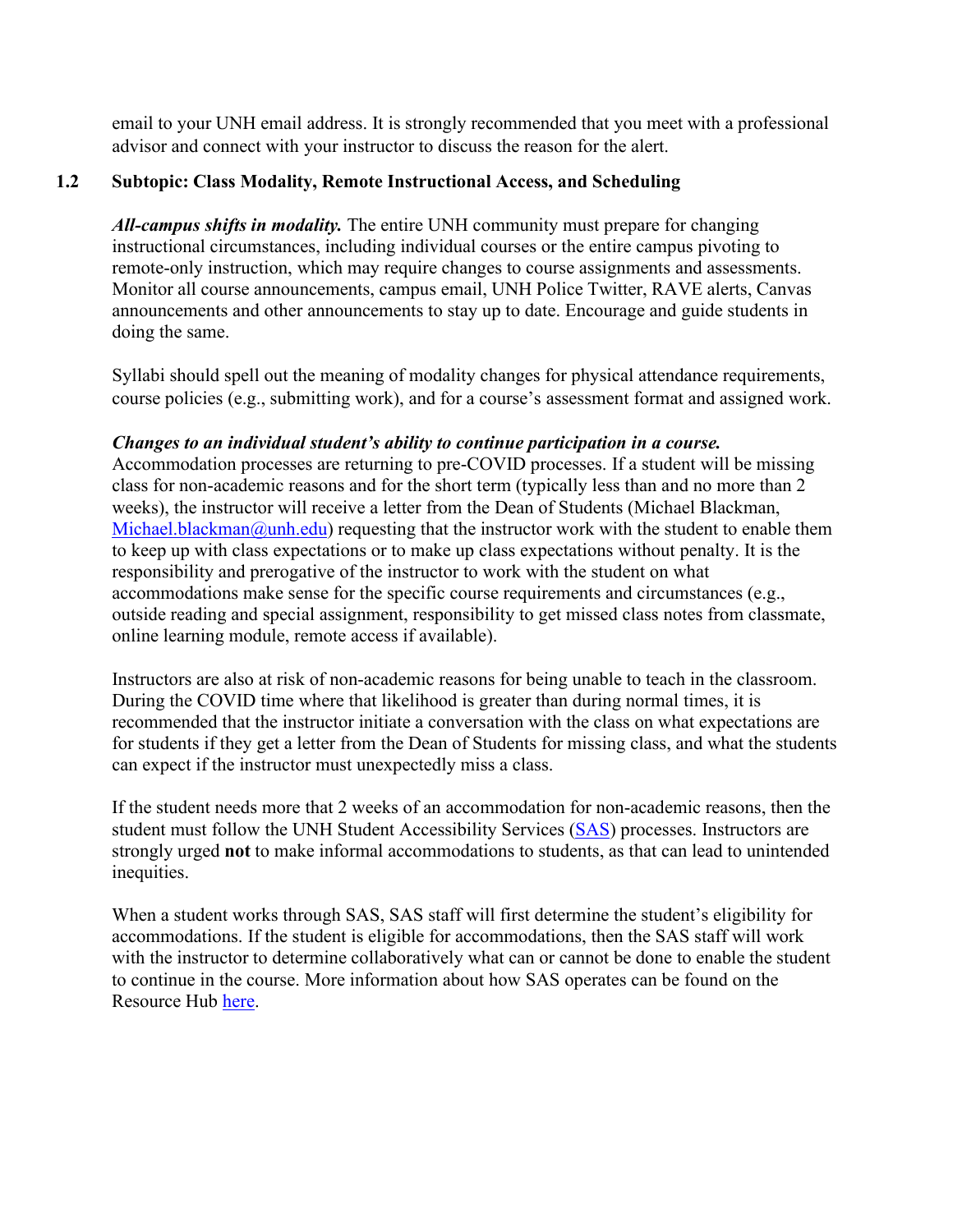email to your UNH email address. It is strongly recommended that you meet with a professional advisor and connect with your instructor to discuss the reason for the alert.

### 1.2 Subtopic: Class Modality, Remote Instructional Access, and Scheduling

***All-campus shifts in modality.*** The entire UNH community must prepare for changing instructional circumstances, including individual courses or the entire campus pivoting to remote-only instruction, which may require changes to course assignments and assessments. Monitor all course announcements, campus email, UNH Police Twitter, RAVE alerts, Canvas announcements and other announcements to stay up to date. Encourage and guide students in doing the same.

Syllabi should spell out the meaning of modality changes for physical attendance requirements, course policies (e.g., submitting work), and for a course's assessment format and assigned work.

***Changes to an individual student's ability to continue participation in a course.*** Accommodation processes are returning to pre-COVID processes. If a student will be missing class for non-academic reasons and for the short term (typically less than and no more than 2 weeks), the instructor will receive a letter from the Dean of Students (Michael Blackman, [Michael.blackman@unh.edu](mailto:Michael.blackman@unh.edu)) requesting that the instructor work with the student to enable them to keep up with class expectations or to make up class expectations without penalty. It is the responsibility and prerogative of the instructor to work with the student on what accommodations make sense for the specific course requirements and circumstances (e.g., outside reading and special assignment, responsibility to get missed class notes from classmate, online learning module, remote access if available).

Instructors are also at risk of non-academic reasons for being unable to teach in the classroom. During the COVID time where that likelihood is greater than during normal times, it is recommended that the instructor initiate a conversation with the class on what expectations are for students if they get a letter from the Dean of Students for missing class, and what the students can expect if the instructor must unexpectedly miss a class.

If the student needs more that 2 weeks of an accommodation for non-academic reasons, then the student must follow the UNH Student Accessibility Services (SAS) processes. Instructors are strongly urged **not** to make informal accommodations to students, as that can lead to unintended inequities.

When a student works through SAS, SAS staff will first determine the student's eligibility for accommodations. If the student is eligible for accommodations, then the SAS staff will work with the instructor to determine collaboratively what can or cannot be done to enable the student to continue in the course. More information about how SAS operates can be found on the Resource Hub here.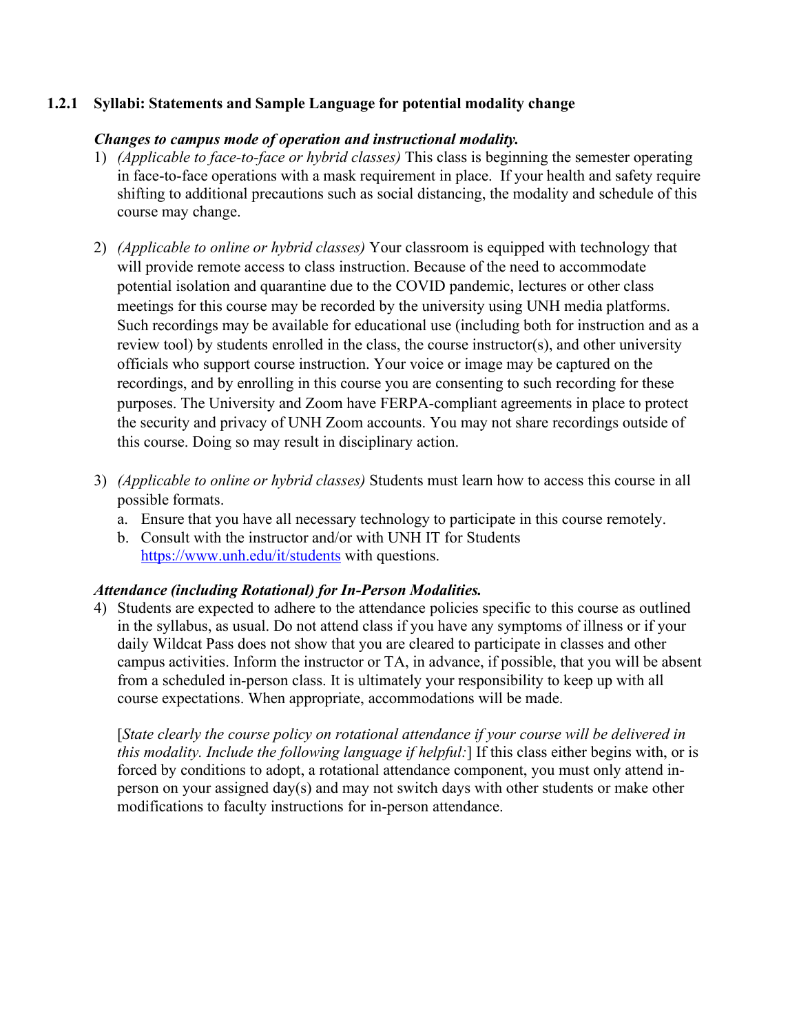### 1.2.1 Syllabi: Statements and Sample Language for potential modality change

***Changes to campus mode of operation and instructional modality.***

1) *(Applicable to face-to-face or hybrid classes)* This class is beginning the semester operating in face-to-face operations with a mask requirement in place. If your health and safety require shifting to additional precautions such as social distancing, the modality and schedule of this course may change.

2) *(Applicable to online or hybrid classes)* Your classroom is equipped with technology that will provide remote access to class instruction. Because of the need to accommodate potential isolation and quarantine due to the COVID pandemic, lectures or other class meetings for this course may be recorded by the university using UNH media platforms. Such recordings may be available for educational use (including both for instruction and as a review tool) by students enrolled in the class, the course instructor(s), and other university officials who support course instruction. Your voice or image may be captured on the recordings, and by enrolling in this course you are consenting to such recording for these purposes. The University and Zoom have FERPA-compliant agreements in place to protect the security and privacy of UNH Zoom accounts. You may not share recordings outside of this course. Doing so may result in disciplinary action.

3) *(Applicable to online or hybrid classes)* Students must learn how to access this course in all possible formats.
   a. Ensure that you have all necessary technology to participate in this course remotely.
   b. Consult with the instructor and/or with UNH IT for Students [https://www.unh.edu/it/students](https://www.unh.edu/it/students) with questions.

***Attendance (including Rotational) for In-Person Modalities.***

4) Students are expected to adhere to the attendance policies specific to this course as outlined in the syllabus, as usual. Do not attend class if you have any symptoms of illness or if your daily Wildcat Pass does not show that you are cleared to participate in classes and other campus activities. Inform the instructor or TA, in advance, if possible, that you will be absent from a scheduled in-person class. It is ultimately your responsibility to keep up with all course expectations. When appropriate, accommodations will be made.

   [*State clearly the course policy on rotational attendance if your course will be delivered in this modality. Include the following language if helpful:*] If this class either begins with, or is forced by conditions to adopt, a rotational attendance component, you must only attend in-person on your assigned day(s) and may not switch days with other students or make other modifications to faculty instructions for in-person attendance.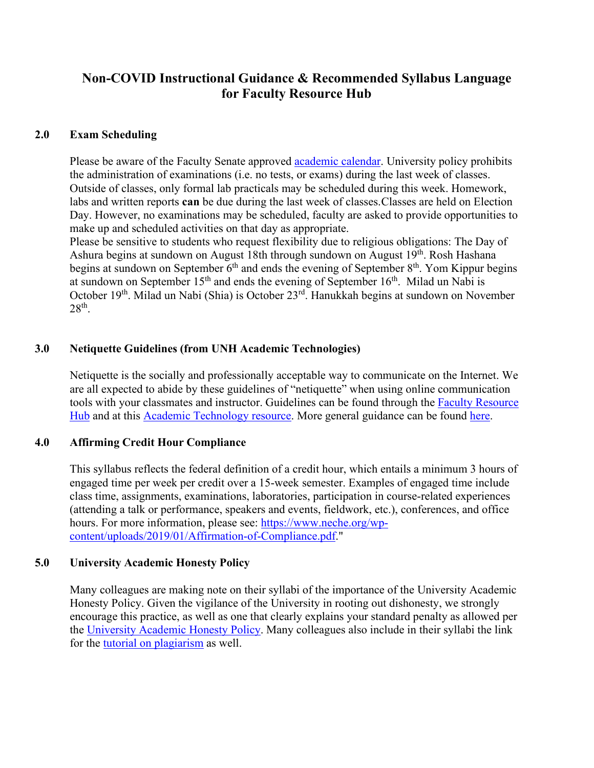# Non-COVID Instructional Guidance & Recommended Syllabus Language for Faculty Resource Hub

## 2.0 Exam Scheduling

Please be aware of the Faculty Senate approved academic calendar. University policy prohibits the administration of examinations (i.e. no tests, or exams) during the last week of classes. Outside of classes, only formal lab practicals may be scheduled during this week. Homework, labs and written reports **can** be due during the last week of classes.Classes are held on Election Day. However, no examinations may be scheduled, faculty are asked to provide opportunities to make up and scheduled activities on that day as appropriate.

Please be sensitive to students who request flexibility due to religious obligations: The Day of Ashura begins at sundown on August 18th through sundown on August 19th. Rosh Hashana begins at sundown on September 6th and ends the evening of September 8th. Yom Kippur begins at sundown on September 15th and ends the evening of September 16th. Milad un Nabi is October 19th. Milad un Nabi (Shia) is October 23rd. Hanukkah begins at sundown on November 28th.

## 3.0 Netiquette Guidelines (from UNH Academic Technologies)

Netiquette is the socially and professionally acceptable way to communicate on the Internet. We are all expected to abide by these guidelines of "netiquette" when using online communication tools with your classmates and instructor. Guidelines can be found through the Faculty Resource Hub and at this Academic Technology resource. More general guidance can be found here.

## 4.0 Affirming Credit Hour Compliance

This syllabus reflects the federal definition of a credit hour, which entails a minimum 3 hours of engaged time per week per credit over a 15-week semester. Examples of engaged time include class time, assignments, examinations, laboratories, participation in course-related experiences (attending a talk or performance, speakers and events, fieldwork, etc.), conferences, and office hours. For more information, please see: https://www.neche.org/wp-content/uploads/2019/01/Affirmation-of-Compliance.pdf."

## 5.0 University Academic Honesty Policy

Many colleagues are making note on their syllabi of the importance of the University Academic Honesty Policy. Given the vigilance of the University in rooting out dishonesty, we strongly encourage this practice, as well as one that clearly explains your standard penalty as allowed per the University Academic Honesty Policy. Many colleagues also include in their syllabi the link for the tutorial on plagiarism as well.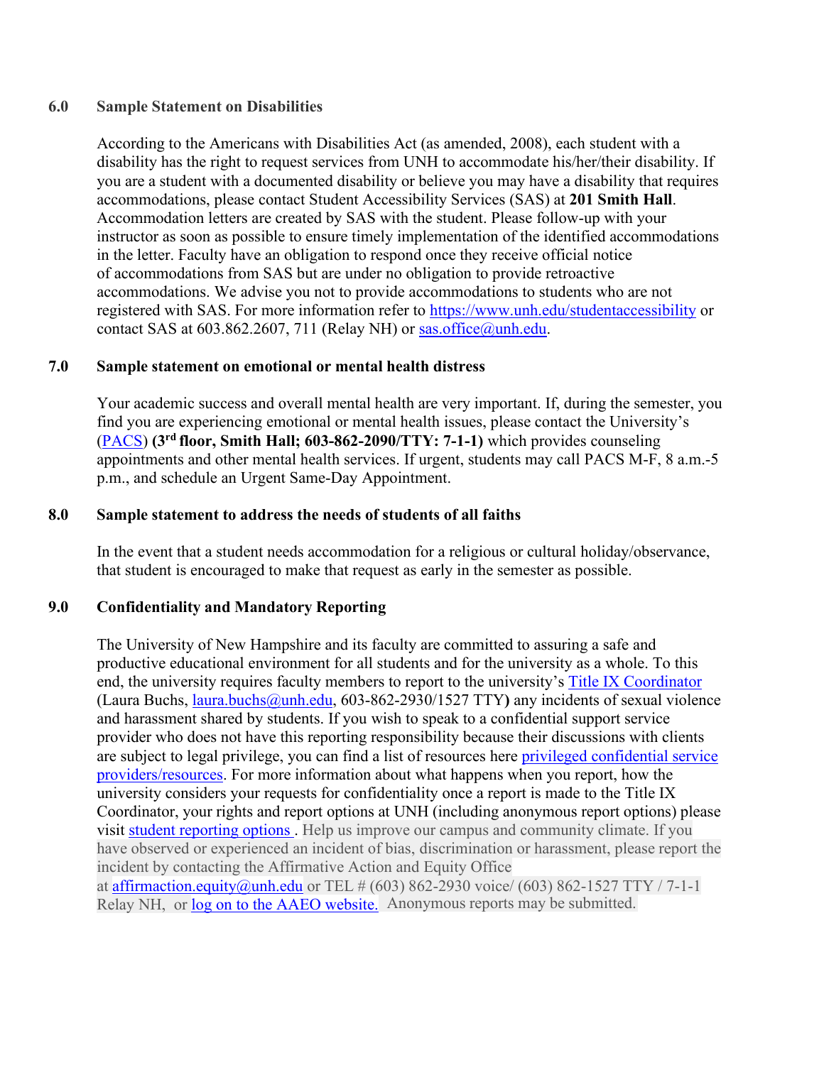## 6.0 Sample Statement on Disabilities

According to the Americans with Disabilities Act (as amended, 2008), each student with a disability has the right to request services from UNH to accommodate his/her/their disability. If you are a student with a documented disability or believe you may have a disability that requires accommodations, please contact Student Accessibility Services (SAS) at **201 Smith Hall**. Accommodation letters are created by SAS with the student. Please follow-up with your instructor as soon as possible to ensure timely implementation of the identified accommodations in the letter. Faculty have an obligation to respond once they receive official notice of accommodations from SAS but are under no obligation to provide retroactive accommodations. We advise you not to provide accommodations to students who are not registered with SAS. For more information refer to https://www.unh.edu/studentaccessibility or contact SAS at 603.862.2607, 711 (Relay NH) or sas.office@unh.edu.

## 7.0 Sample statement on emotional or mental health distress

Your academic success and overall mental health are very important. If, during the semester, you find you are experiencing emotional or mental health issues, please contact the University's (PACS) **(3rd floor, Smith Hall; 603-862-2090/TTY: 7-1-1)** which provides counseling appointments and other mental health services. If urgent, students may call PACS M-F, 8 a.m.-5 p.m., and schedule an Urgent Same-Day Appointment.

## 8.0 Sample statement to address the needs of students of all faiths

In the event that a student needs accommodation for a religious or cultural holiday/observance, that student is encouraged to make that request as early in the semester as possible.

## 9.0 Confidentiality and Mandatory Reporting

The University of New Hampshire and its faculty are committed to assuring a safe and productive educational environment for all students and for the university as a whole. To this end, the university requires faculty members to report to the university's Title IX Coordinator (Laura Buchs, laura.buchs@unh.edu, 603-862-2930/1527 TTY**)** any incidents of sexual violence and harassment shared by students. If you wish to speak to a confidential support service provider who does not have this reporting responsibility because their discussions with clients are subject to legal privilege, you can find a list of resources here privileged confidential service providers/resources. For more information about what happens when you report, how the university considers your requests for confidentiality once a report is made to the Title IX Coordinator, your rights and report options at UNH (including anonymous report options) please visit student reporting options . Help us improve our campus and community climate. If you have observed or experienced an incident of bias, discrimination or harassment, please report the incident by contacting the Affirmative Action and Equity Office at affirmaction.equity@unh.edu or TEL # (603) 862-2930 voice/ (603) 862-1527 TTY / 7-1-1 Relay NH, or log on to the AAEO website. Anonymous reports may be submitted.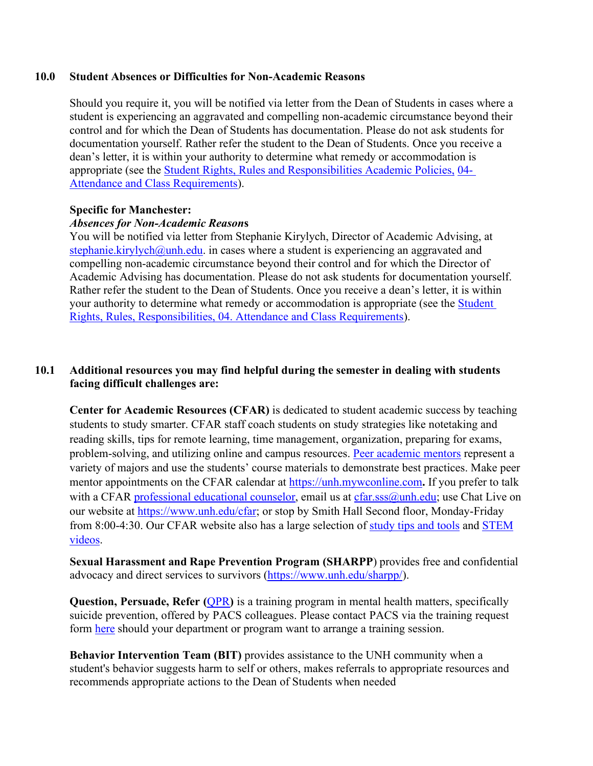## 10.0 Student Absences or Difficulties for Non-Academic Reasons

Should you require it, you will be notified via letter from the Dean of Students in cases where a student is experiencing an aggravated and compelling non-academic circumstance beyond their control and for which the Dean of Students has documentation. Please do not ask students for documentation yourself. Rather refer the student to the Dean of Students. Once you receive a dean's letter, it is within your authority to determine what remedy or accommodation is appropriate (see the [Student Rights, Rules and Responsibilities Academic Policies, 04- Attendance and Class Requirements]).

**Specific for Manchester:**
***Absences for Non-Academic Reasons***
You will be notified via letter from Stephanie Kirylych, Director of Academic Advising, at stephanie.kirylych@unh.edu. in cases where a student is experiencing an aggravated and compelling non-academic circumstance beyond their control and for which the Director of Academic Advising has documentation. Please do not ask students for documentation yourself. Rather refer the student to the Dean of Students. Once you receive a dean's letter, it is within your authority to determine what remedy or accommodation is appropriate (see the [Student Rights, Rules, Responsibilities, 04. Attendance and Class Requirements]).

## 10.1 Additional resources you may find helpful during the semester in dealing with students facing difficult challenges are:

**Center for Academic Resources (CFAR)** is dedicated to student academic success by teaching students to study smarter. CFAR staff coach students on study strategies like notetaking and reading skills, tips for remote learning, time management, organization, preparing for exams, problem-solving, and utilizing online and campus resources. [Peer academic mentors] represent a variety of majors and use the students' course materials to demonstrate best practices. Make peer mentor appointments on the CFAR calendar at https://unh.mywconline.com**.** If you prefer to talk with a CFAR [professional educational counselor], email us at cfar.sss@unh.edu; use Chat Live on our website at https://www.unh.edu/cfar; or stop by Smith Hall Second floor, Monday-Friday from 8:00-4:30. Our CFAR website also has a large selection of [study tips and tools] and [STEM videos].

**Sexual Harassment and Rape Prevention Program (SHARPP**) provides free and confidential advocacy and direct services to survivors (https://www.unh.edu/sharpp/).

**Question, Persuade, Refer (**[QPR]**)** is a training program in mental health matters, specifically suicide prevention, offered by PACS colleagues. Please contact PACS via the training request form [here] should your department or program want to arrange a training session.

**Behavior Intervention Team (BIT)** provides assistance to the UNH community when a student's behavior suggests harm to self or others, makes referrals to appropriate resources and recommends appropriate actions to the Dean of Students when needed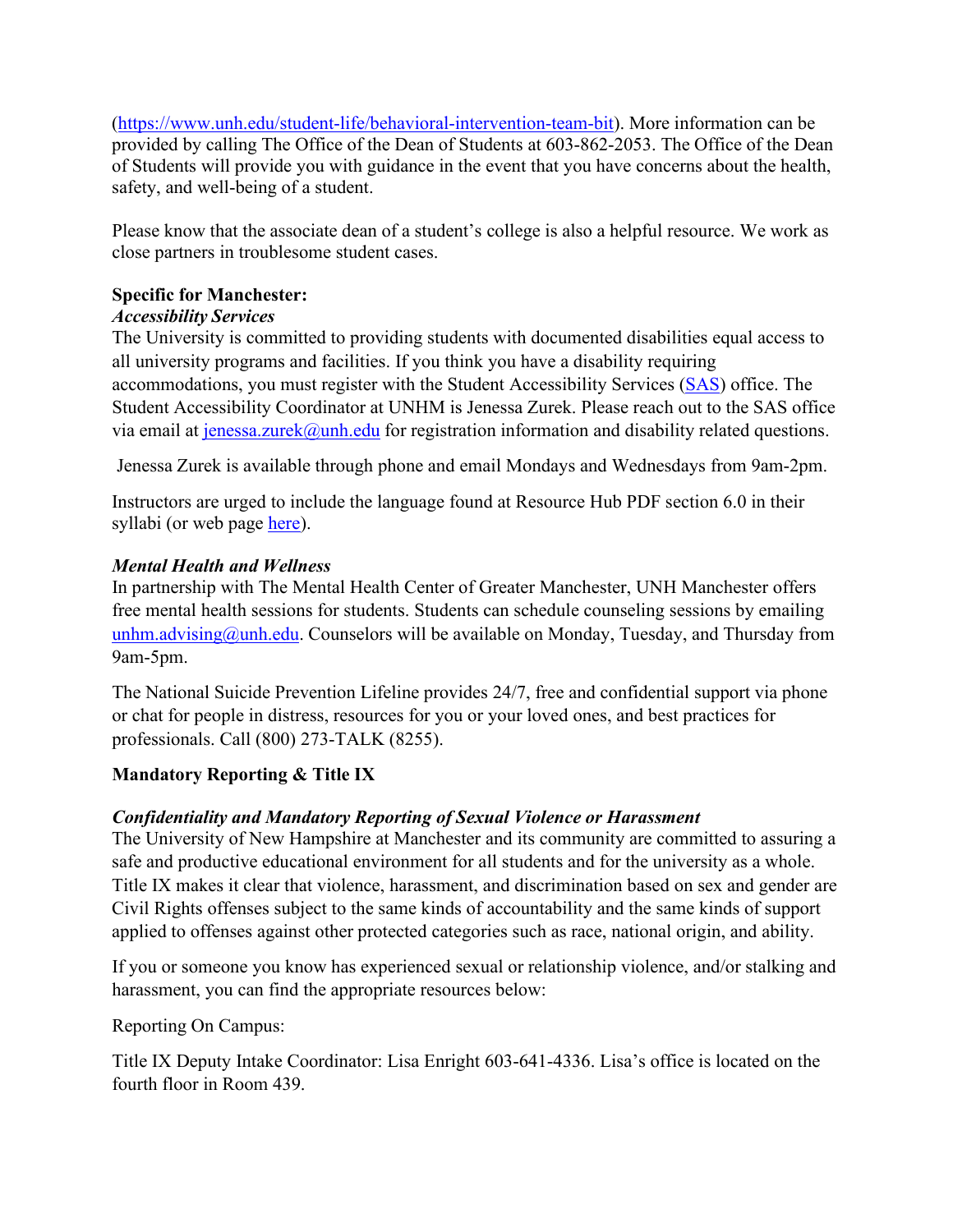(https://www.unh.edu/student-life/behavioral-intervention-team-bit). More information can be provided by calling The Office of the Dean of Students at 603-862-2053. The Office of the Dean of Students will provide you with guidance in the event that you have concerns about the health, safety, and well-being of a student.

Please know that the associate dean of a student's college is also a helpful resource. We work as close partners in troublesome student cases.

**Specific for Manchester:**

***Accessibility Services***

The University is committed to providing students with documented disabilities equal access to all university programs and facilities. If you think you have a disability requiring accommodations, you must register with the Student Accessibility Services (SAS) office. The Student Accessibility Coordinator at UNHM is Jenessa Zurek. Please reach out to the SAS office via email at jenessa.zurek@unh.edu for registration information and disability related questions.

Jenessa Zurek is available through phone and email Mondays and Wednesdays from 9am-2pm.

Instructors are urged to include the language found at Resource Hub PDF section 6.0 in their syllabi (or web page here).

***Mental Health and Wellness***

In partnership with The Mental Health Center of Greater Manchester, UNH Manchester offers free mental health sessions for students. Students can schedule counseling sessions by emailing unhm.advising@unh.edu. Counselors will be available on Monday, Tuesday, and Thursday from 9am-5pm.

The National Suicide Prevention Lifeline provides 24/7, free and confidential support via phone or chat for people in distress, resources for you or your loved ones, and best practices for professionals. Call (800) 273-TALK (8255).

**Mandatory Reporting & Title IX**

***Confidentiality and Mandatory Reporting of Sexual Violence or Harassment***

The University of New Hampshire at Manchester and its community are committed to assuring a safe and productive educational environment for all students and for the university as a whole. Title IX makes it clear that violence, harassment, and discrimination based on sex and gender are Civil Rights offenses subject to the same kinds of accountability and the same kinds of support applied to offenses against other protected categories such as race, national origin, and ability.

If you or someone you know has experienced sexual or relationship violence, and/or stalking and harassment, you can find the appropriate resources below:

Reporting On Campus:

Title IX Deputy Intake Coordinator: Lisa Enright 603-641-4336. Lisa's office is located on the fourth floor in Room 439.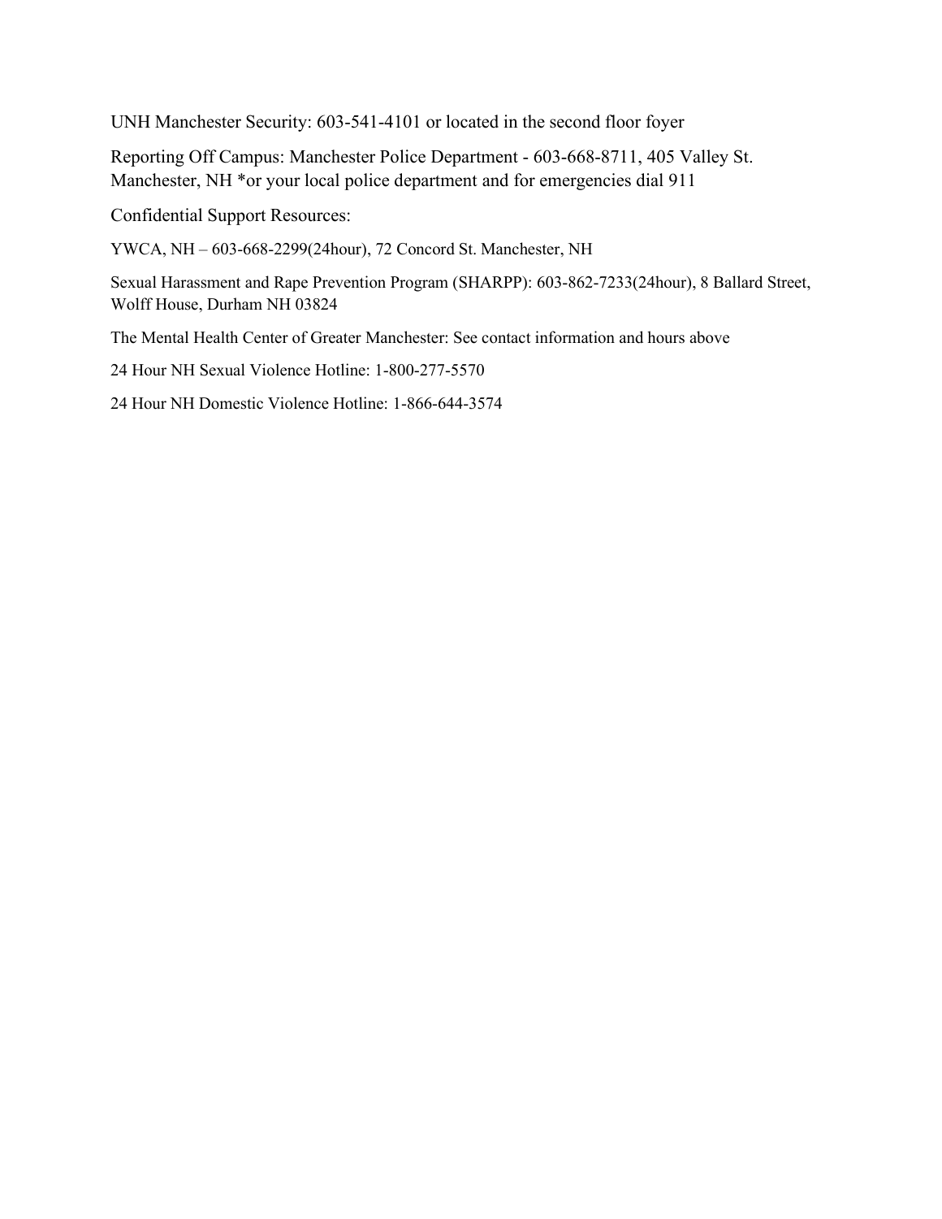UNH Manchester Security: 603-541-4101 or located in the second floor foyer

Reporting Off Campus: Manchester Police Department - 603-668-8711, 405 Valley St. Manchester, NH *or your local police department and for emergencies dial 911

Confidential Support Resources:

YWCA, NH – 603-668-2299(24hour), 72 Concord St. Manchester, NH

Sexual Harassment and Rape Prevention Program (SHARPP): 603-862-7233(24hour), 8 Ballard Street, Wolff House, Durham NH 03824

The Mental Health Center of Greater Manchester: See contact information and hours above

24 Hour NH Sexual Violence Hotline: 1-800-277-5570

24 Hour NH Domestic Violence Hotline: 1-866-644-3574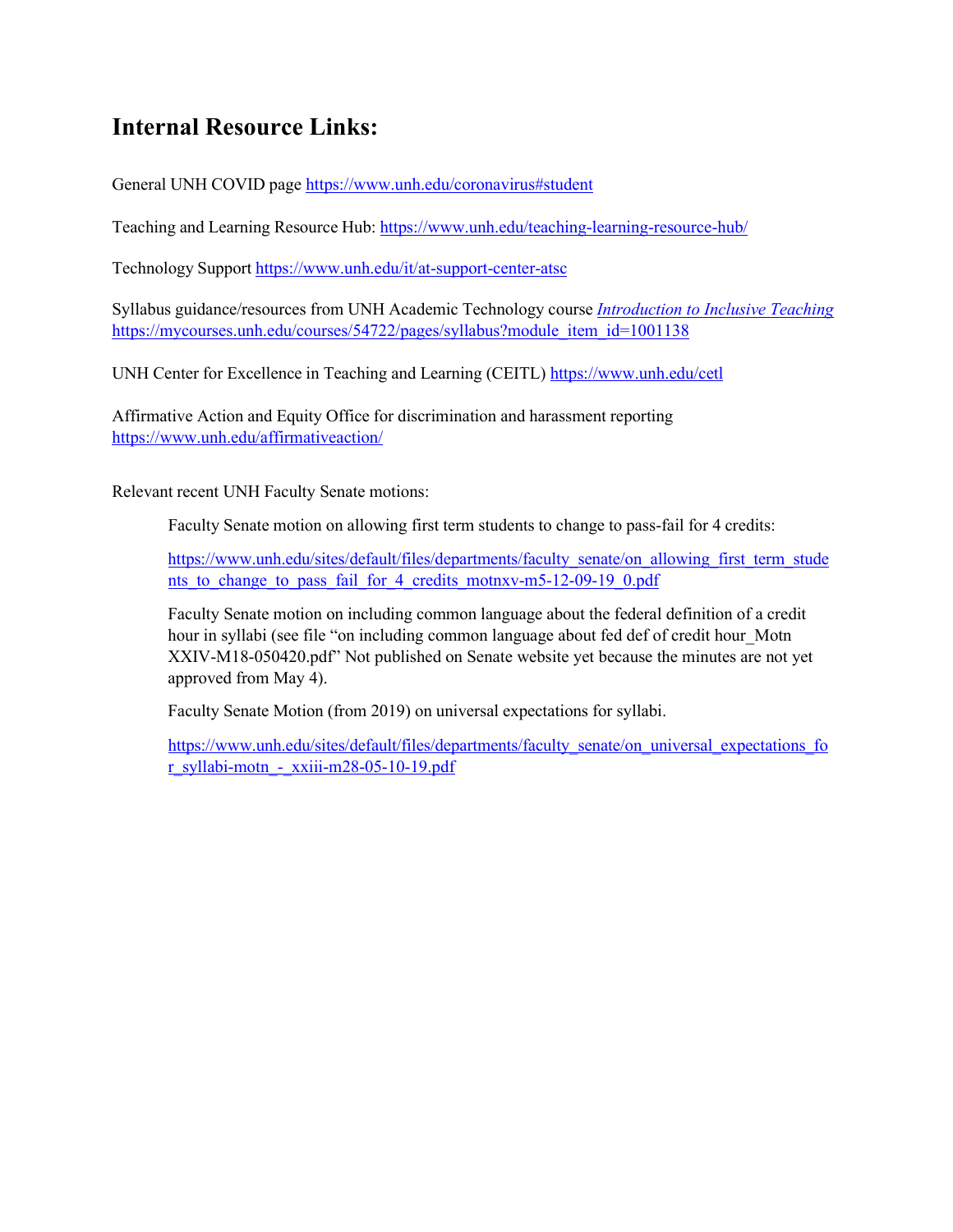## Internal Resource Links:

General UNH COVID page https://www.unh.edu/coronavirus#student

Teaching and Learning Resource Hub: https://www.unh.edu/teaching-learning-resource-hub/

Technology Support https://www.unh.edu/it/at-support-center-atsc

Syllabus guidance/resources from UNH Academic Technology course *Introduction to Inclusive Teaching* https://mycourses.unh.edu/courses/54722/pages/syllabus?module_item_id=1001138

UNH Center for Excellence in Teaching and Learning (CEITL) https://www.unh.edu/cetl

Affirmative Action and Equity Office for discrimination and harassment reporting https://www.unh.edu/affirmativeaction/

Relevant recent UNH Faculty Senate motions:

> Faculty Senate motion on allowing first term students to change to pass-fail for 4 credits:
>
> https://www.unh.edu/sites/default/files/departments/faculty_senate/on_allowing_first_term_students_to_change_to_pass_fail_for_4_credits_motnxv-m5-12-09-19_0.pdf
>
> Faculty Senate motion on including common language about the federal definition of a credit hour in syllabi (see file "on including common language about fed def of credit hour_Motn XXIV-M18-050420.pdf" Not published on Senate website yet because the minutes are not yet approved from May 4).
>
> Faculty Senate Motion (from 2019) on universal expectations for syllabi.
>
> https://www.unh.edu/sites/default/files/departments/faculty_senate/on_universal_expectations_for_syllabi-motn_-_xxiii-m28-05-10-19.pdf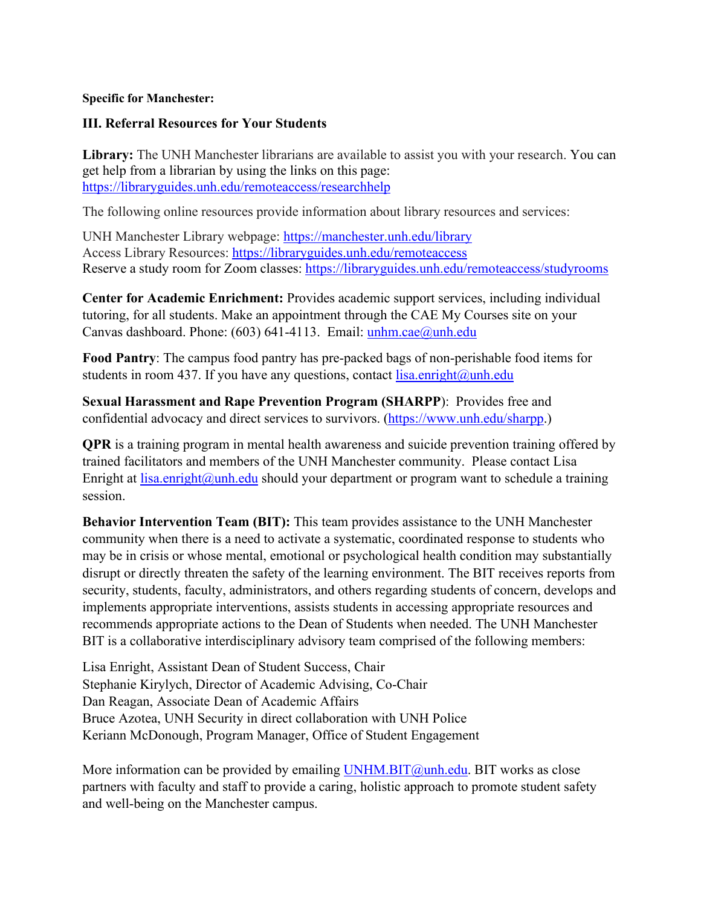**Specific for Manchester:**

### III. Referral Resources for Your Students

**Library:** The UNH Manchester librarians are available to assist you with your research. You can get help from a librarian by using the links on this page: https://libraryguides.unh.edu/remoteaccess/researchhelp

The following online resources provide information about library resources and services:

UNH Manchester Library webpage: https://manchester.unh.edu/library
Access Library Resources: https://libraryguides.unh.edu/remoteaccess
Reserve a study room for Zoom classes: https://libraryguides.unh.edu/remoteaccess/studyrooms

**Center for Academic Enrichment:** Provides academic support services, including individual tutoring, for all students. Make an appointment through the CAE My Courses site on your Canvas dashboard. Phone: (603) 641-4113. Email: unhm.cae@unh.edu

**Food Pantry**: The campus food pantry has pre-packed bags of non-perishable food items for students in room 437. If you have any questions, contact lisa.enright@unh.edu

**Sexual Harassment and Rape Prevention Program (SHARPP)**: Provides free and confidential advocacy and direct services to survivors. (https://www.unh.edu/sharpp.)

**QPR** is a training program in mental health awareness and suicide prevention training offered by trained facilitators and members of the UNH Manchester community. Please contact Lisa Enright at lisa.enright@unh.edu should your department or program want to schedule a training session.

**Behavior Intervention Team (BIT):** This team provides assistance to the UNH Manchester community when there is a need to activate a systematic, coordinated response to students who may be in crisis or whose mental, emotional or psychological health condition may substantially disrupt or directly threaten the safety of the learning environment. The BIT receives reports from security, students, faculty, administrators, and others regarding students of concern, develops and implements appropriate interventions, assists students in accessing appropriate resources and recommends appropriate actions to the Dean of Students when needed. The UNH Manchester BIT is a collaborative interdisciplinary advisory team comprised of the following members:

Lisa Enright, Assistant Dean of Student Success, Chair
Stephanie Kirylych, Director of Academic Advising, Co-Chair
Dan Reagan, Associate Dean of Academic Affairs
Bruce Azotea, UNH Security in direct collaboration with UNH Police
Keriann McDonough, Program Manager, Office of Student Engagement

More information can be provided by emailing UNHM.BIT@unh.edu. BIT works as close partners with faculty and staff to provide a caring, holistic approach to promote student safety and well-being on the Manchester campus.